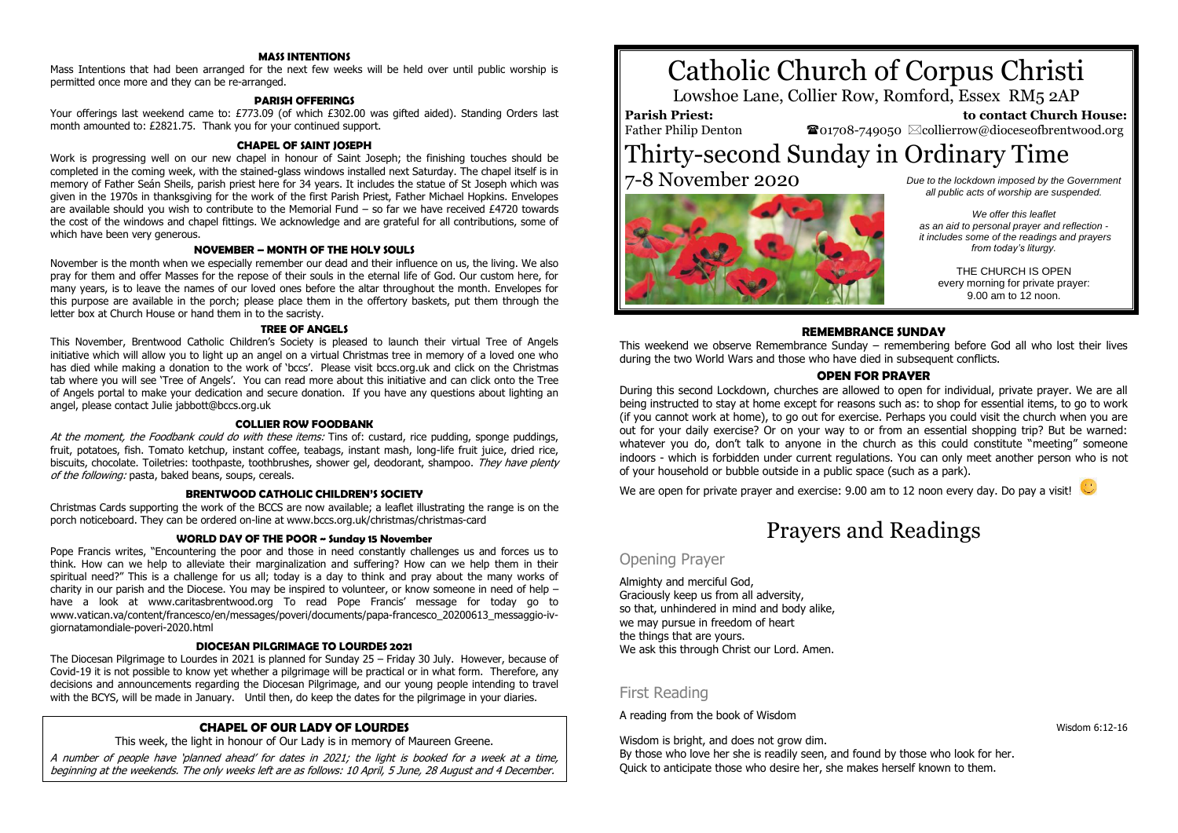#### MASS INTENTIONS

Mass Intentions that had been arranged for the next few weeks will be held over until public worship is permitted once more and they can be re-arranged.

#### PARISH OFFERINGS

Your offerings last weekend came to: £773.09 (of which £302.00 was gifted aided). Standing Orders last month amounted to: £2821.75. Thank you for your continued support.

#### CHAPEL OF SAINT JOSEPH

Work is progressing well on our new chapel in honour of Saint Joseph; the finishing touches should be completed in the coming week, with the stained-glass windows installed next Saturday. The chapel itself is in memory of Father Seán Sheils, parish priest here for 34 years. It includes the statue of St Joseph which was given in the 1970s in thanksgiving for the work of the first Parish Priest, Father Michael Hopkins. Envelopes are available should you wish to contribute to the Memorial Fund – so far we have received £4720 towards the cost of the windows and chapel fittings. We acknowledge and are grateful for all contributions, some of which have been very generous.

#### NOVEMBER – MONTH OF THE HOLY SOULS

November is the month when we especially remember our dead and their influence on us, the living. We also pray for them and offer Masses for the repose of their souls in the eternal life of God. Our custom here, for many years, is to leave the names of our loved ones before the altar throughout the month. Envelopes for this purpose are available in the porch; please place them in the offertory baskets, put them through the letter box at Church House or hand them in to the sacristy.

#### TREE OF ANGELS

This November, Brentwood Catholic Children's Society is pleased to launch their virtual Tree of Angels initiative which will allow you to light up an angel on a virtual Christmas tree in memory of a loved one who has died while making a donation to the work of 'bccs'. Please visit bccs.org.uk and click on the Christmas tab where you will see 'Tree of Angels'. You can read more about this initiative and can click onto the Tree of Angels portal to make your dedication and secure donation. If you have any questions about lighting an angel, please contact Julie jabbott@bccs.org.uk

#### COLLIER ROW FOODBANK

*At the moment, the Foodbank could do with these items:* Tins of: custard, rice pudding, sponge puddings, fruit, potatoes, fish. Tomato ketchup, instant coffee, teabags, instant mash, long-life fruit juice, dried rice, biscuits, chocolate. Toiletries: toothpaste, toothbrushes, shower gel, deodorant, shampoo. *They have plenty of the following:* pasta, baked beans, soups, cereals.

#### BRENTWOOD CATHOLIC CHILDREN'S SOCIETY

Christmas Cards supporting the work of the BCCS are now available; a leaflet illustrating the range is on the porch noticeboard. They can be ordered on-line at www.bccs.org.uk/christmas/christmas-card

#### WORLD DAY OF THE POOR ~ Sunday 15 November

Pope Francis writes, "Encountering the poor and those in need constantly challenges us and forces us to think. How can we help to alleviate their marginalization and suffering? How can we help them in their spiritual need?" This is a challenge for us all; today is a day to think and pray about the many works of charity in our parish and the Diocese. You may be inspired to volunteer, or know someone in need of help – have a look at www.caritasbrentwood.org To read Pope Francis' message for today go to www.vatican.va/content/francesco/en/messages/poveri/documents/papa-francesco_20200613_messaggio-iv-giornatamondiale-poveri-2020.html

#### DIOCESAN PILGRIMAGE TO LOURDES 2021

The Diocesan Pilgrimage to Lourdes in 2021 is planned for Sunday 25 – Friday 30 July. However, because of Covid-19 it is not possible to know yet whether a pilgrimage will be practical or in what form. Therefore, any decisions and announcements regarding the Diocesan Pilgrimage, and our young people intending to travel with the BCYS, will be made in January. Until then, do keep the dates for the pilgrimage in your diaries.

#### CHAPEL OF OUR LADY OF LOURDES

This week, the light in honour of Our Lady is in memory of Maureen Greene.

*A number of people have 'planned ahead' for dates in 2021; the light is booked for a week at a time, beginning at the weekends. The only weeks left are as follows: 10 April, 5 June, 28 August and 4 December.*

# Catholic Church of Corpus Christi

Lowshoe Lane, Collier Row, Romford, Essex RM5 2AP

**Parish Priest:** Father Philip Denton

**to contact Church House:** ☎01708-749050 ✉collierrow@dioceseofbrentwood.org

# Thirty-second Sunday in Ordinary Time

## 7-8 November 2020

*Due to the lockdown imposed by the Government all public acts of worship are suspended.*

*We offer this leaflet as an aid to personal prayer and reflection - it includes some of the readings and prayers from today's liturgy.*

THE CHURCH IS OPEN every morning for private prayer: 9.00 am to 12 noon.

#### REMEMBRANCE SUNDAY

This weekend we observe Remembrance Sunday – remembering before God all who lost their lives during the two World Wars and those who have died in subsequent conflicts.

#### OPEN FOR PRAYER

During this second Lockdown, churches are allowed to open for individual, private prayer. We are all being instructed to stay at home except for reasons such as: to shop for essential items, to go to work (if you cannot work at home), to go out for exercise. Perhaps you could visit the church when you are out for your daily exercise? Or on your way to or from an essential shopping trip? But be warned: whatever you do, don't talk to anyone in the church as this could constitute "meeting" someone indoors - which is forbidden under current regulations. You can only meet another person who is not of your household or bubble outside in a public space (such as a park).

We are open for private prayer and exercise: 9.00 am to 12 noon every day. Do pay a visit! 🙂

# Prayers and Readings

## Opening Prayer

Almighty and merciful God,
Graciously keep us from all adversity,
so that, unhindered in mind and body alike,
we may pursue in freedom of heart
the things that are yours.
We ask this through Christ our Lord. Amen.

## First Reading

A reading from the book of Wisdom

Wisdom 6:12-16

Wisdom is bright, and does not grow dim.
By those who love her she is readily seen, and found by those who look for her.
Quick to anticipate those who desire her, she makes herself known to them.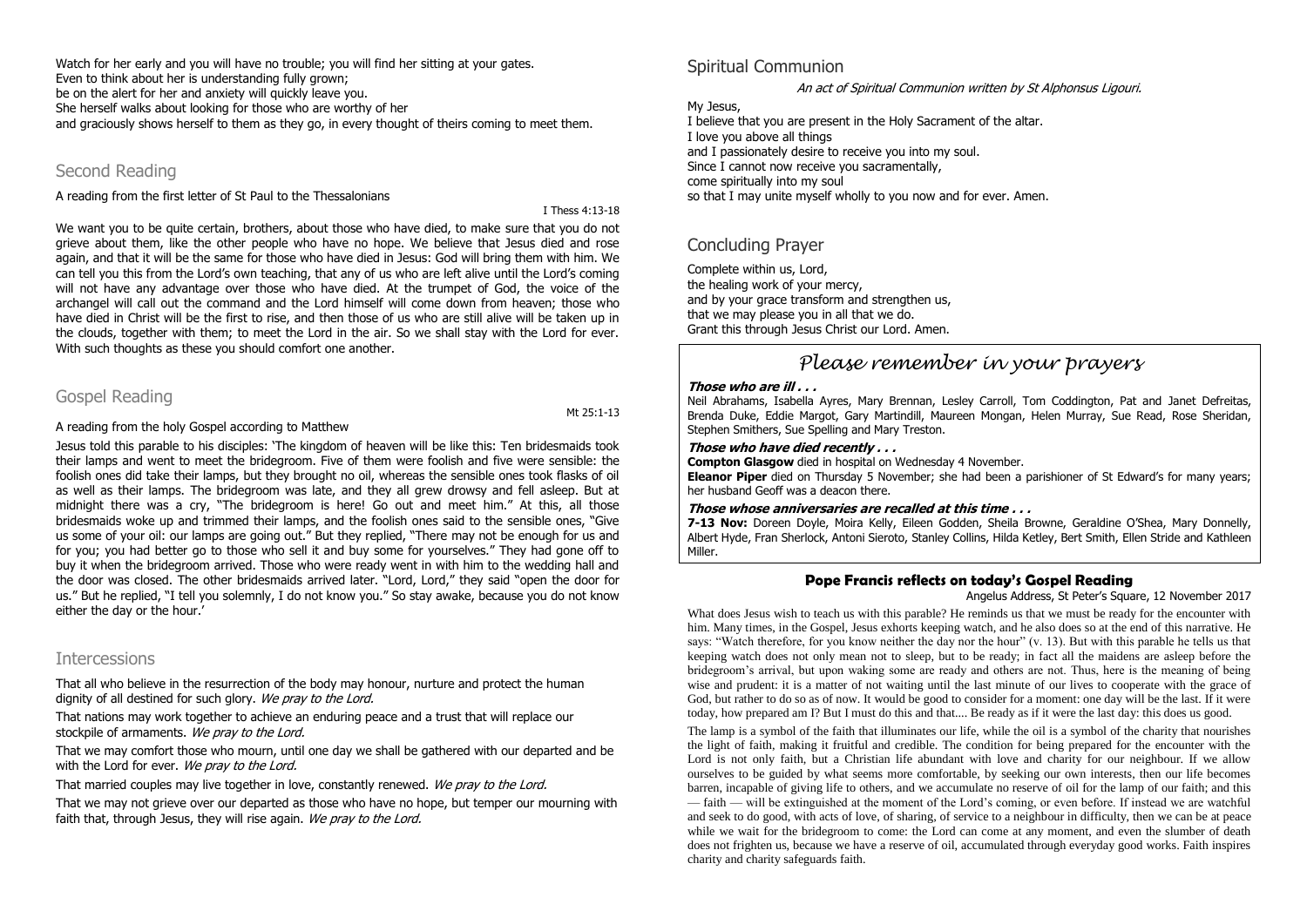Watch for her early and you will have no trouble; you will find her sitting at your gates.
Even to think about her is understanding fully grown;
be on the alert for her and anxiety will quickly leave you.
She herself walks about looking for those who are worthy of her
and graciously shows herself to them as they go, in every thought of theirs coming to meet them.

## Second Reading

A reading from the first letter of St Paul to the Thessalonians

I Thess 4:13-18

We want you to be quite certain, brothers, about those who have died, to make sure that you do not grieve about them, like the other people who have no hope. We believe that Jesus died and rose again, and that it will be the same for those who have died in Jesus: God will bring them with him. We can tell you this from the Lord's own teaching, that any of us who are left alive until the Lord's coming will not have any advantage over those who have died. At the trumpet of God, the voice of the archangel will call out the command and the Lord himself will come down from heaven; those who have died in Christ will be the first to rise, and then those of us who are still alive will be taken up in the clouds, together with them; to meet the Lord in the air. So we shall stay with the Lord for ever. With such thoughts as these you should comfort one another.

## Gospel Reading

Mt 25:1-13

A reading from the holy Gospel according to Matthew

Jesus told this parable to his disciples: 'The kingdom of heaven will be like this: Ten bridesmaids took their lamps and went to meet the bridegroom. Five of them were foolish and five were sensible: the foolish ones did take their lamps, but they brought no oil, whereas the sensible ones took flasks of oil as well as their lamps. The bridegroom was late, and they all grew drowsy and fell asleep. But at midnight there was a cry, "The bridegroom is here! Go out and meet him." At this, all those bridesmaids woke up and trimmed their lamps, and the foolish ones said to the sensible ones, "Give us some of your oil: our lamps are going out." But they replied, "There may not be enough for us and for you; you had better go to those who sell it and buy some for yourselves." They had gone off to buy it when the bridegroom arrived. Those who were ready went in with him to the wedding hall and the door was closed. The other bridesmaids arrived later. "Lord, Lord," they said "open the door for us." But he replied, "I tell you solemnly, I do not know you." So stay awake, because you do not know either the day or the hour.'

## Intercessions

That all who believe in the resurrection of the body may honour, nurture and protect the human dignity of all destined for such glory. *We pray to the Lord.*

That nations may work together to achieve an enduring peace and a trust that will replace our stockpile of armaments. *We pray to the Lord.*

That we may comfort those who mourn, until one day we shall be gathered with our departed and be with the Lord for ever. *We pray to the Lord.*

That married couples may live together in love, constantly renewed. *We pray to the Lord.*

That we may not grieve over our departed as those who have no hope, but temper our mourning with faith that, through Jesus, they will rise again. *We pray to the Lord.*

## Spiritual Communion

*An act of Spiritual Communion written by St Alphonsus Ligouri.*

My Jesus,
I believe that you are present in the Holy Sacrament of the altar.
I love you above all things
and I passionately desire to receive you into my soul.
Since I cannot now receive you sacramentally,
come spiritually into my soul
so that I may unite myself wholly to you now and for ever. Amen.

## Concluding Prayer

Complete within us, Lord,
the healing work of your mercy,
and by your grace transform and strengthen us,
that we may please you in all that we do.
Grant this through Jesus Christ our Lord. Amen.

## *Please remember in your prayers*

***Those who are ill . . .***

Neil Abrahams, Isabella Ayres, Mary Brennan, Lesley Carroll, Tom Coddington, Pat and Janet Defreitas, Brenda Duke, Eddie Margot, Gary Martindill, Maureen Mongan, Helen Murray, Sue Read, Rose Sheridan, Stephen Smithers, Sue Spelling and Mary Treston.

***Those who have died recently . . .***

**Compton Glasgow** died in hospital on Wednesday 4 November.

**Eleanor Piper** died on Thursday 5 November; she had been a parishioner of St Edward's for many years; her husband Geoff was a deacon there.

***Those whose anniversaries are recalled at this time . . .***

**7-13 Nov:** Doreen Doyle, Moira Kelly, Eileen Godden, Sheila Browne, Geraldine O'Shea, Mary Donnelly, Albert Hyde, Fran Sherlock, Antoni Sieroto, Stanley Collins, Hilda Ketley, Bert Smith, Ellen Stride and Kathleen Miller.

### Pope Francis reflects on today's Gospel Reading

Angelus Address, St Peter's Square, 12 November 2017

What does Jesus wish to teach us with this parable? He reminds us that we must be ready for the encounter with him. Many times, in the Gospel, Jesus exhorts keeping watch, and he also does so at the end of this narrative. He says: "Watch therefore, for you know neither the day nor the hour" (v. 13). But with this parable he tells us that keeping watch does not only mean not to sleep, but to be ready; in fact all the maidens are asleep before the bridegroom's arrival, but upon waking some are ready and others are not. Thus, here is the meaning of being wise and prudent: it is a matter of not waiting until the last minute of our lives to cooperate with the grace of God, but rather to do so as of now. It would be good to consider for a moment: one day will be the last. If it were today, how prepared am I? But I must do this and that.... Be ready as if it were the last day: this does us good.

The lamp is a symbol of the faith that illuminates our life, while the oil is a symbol of the charity that nourishes the light of faith, making it fruitful and credible. The condition for being prepared for the encounter with the Lord is not only faith, but a Christian life abundant with love and charity for our neighbour. If we allow ourselves to be guided by what seems more comfortable, by seeking our own interests, then our life becomes barren, incapable of giving life to others, and we accumulate no reserve of oil for the lamp of our faith; and this — faith — will be extinguished at the moment of the Lord's coming, or even before. If instead we are watchful and seek to do good, with acts of love, of sharing, of service to a neighbour in difficulty, then we can be at peace while we wait for the bridegroom to come: the Lord can come at any moment, and even the slumber of death does not frighten us, because we have a reserve of oil, accumulated through everyday good works. Faith inspires charity and charity safeguards faith.